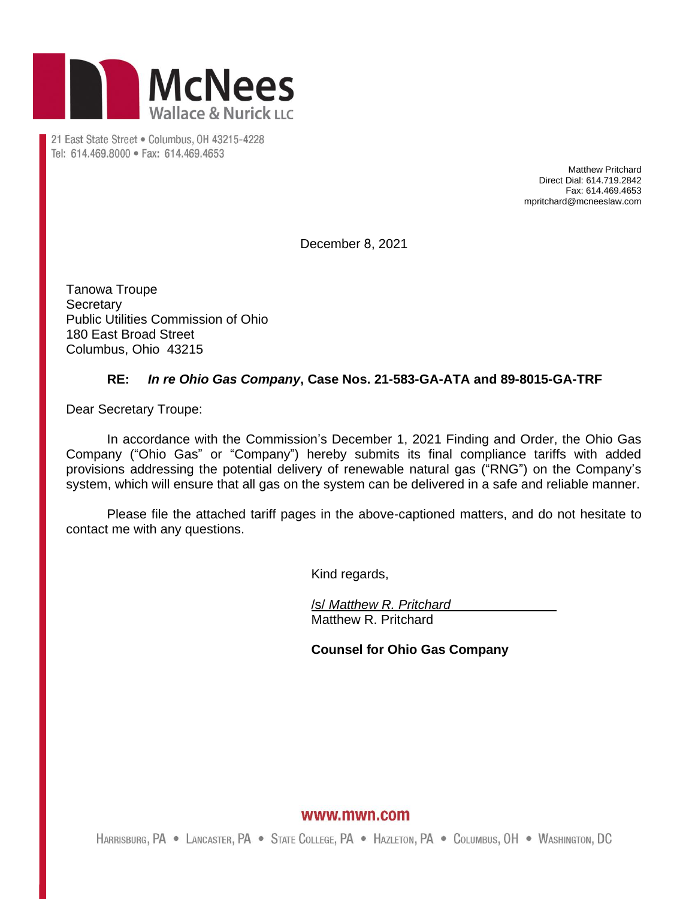**McNees**
Wallace & Nurick LLC

21 East State Street • Columbus, OH 43215-4228
Tel: 614.469.8000 • Fax: 614.469.4653

Matthew Pritchard
Direct Dial: 614.719.2842
Fax: 614.469.4653
mpritchard@mcneeslaw.com

December 8, 2021

Tanowa Troupe
Secretary
Public Utilities Commission of Ohio
180 East Broad Street
Columbus, Ohio 43215

**RE: *In re Ohio Gas Company*, Case Nos. 21-583-GA-ATA and 89-8015-GA-TRF**

Dear Secretary Troupe:

In accordance with the Commission's December 1, 2021 Finding and Order, the Ohio Gas Company ("Ohio Gas" or "Company") hereby submits its final compliance tariffs with added provisions addressing the potential delivery of renewable natural gas ("RNG") on the Company's system, which will ensure that all gas on the system can be delivered in a safe and reliable manner.

Please file the attached tariff pages in the above-captioned matters, and do not hesitate to contact me with any questions.

Kind regards,

/s/ *Matthew R. Pritchard*
Matthew R. Pritchard

**Counsel for Ohio Gas Company**

www.mwn.com

Harrisburg, PA • Lancaster, PA • State College, PA • Hazleton, PA • Columbus, OH • Washington, DC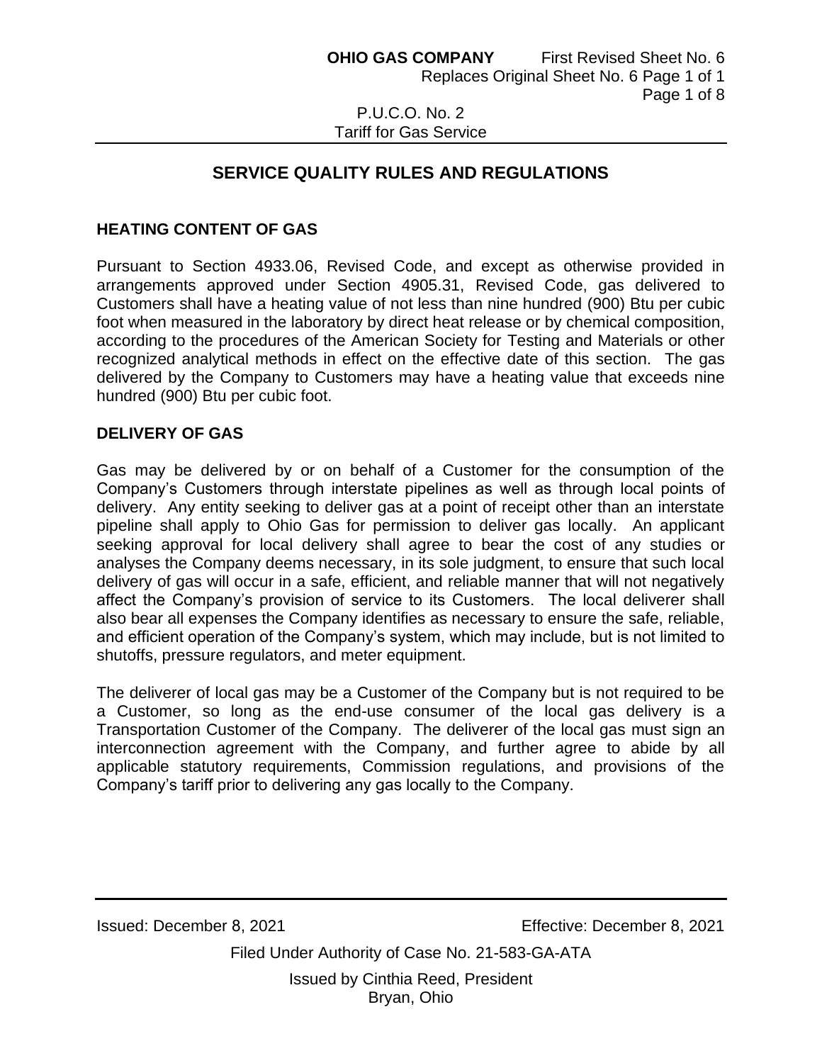# SERVICE QUALITY RULES AND REGULATIONS

## HEATING CONTENT OF GAS

Pursuant to Section 4933.06, Revised Code, and except as otherwise provided in arrangements approved under Section 4905.31, Revised Code, gas delivered to Customers shall have a heating value of not less than nine hundred (900) Btu per cubic foot when measured in the laboratory by direct heat release or by chemical composition, according to the procedures of the American Society for Testing and Materials or other recognized analytical methods in effect on the effective date of this section. The gas delivered by the Company to Customers may have a heating value that exceeds nine hundred (900) Btu per cubic foot.

## DELIVERY OF GAS

Gas may be delivered by or on behalf of a Customer for the consumption of the Company's Customers through interstate pipelines as well as through local points of delivery. Any entity seeking to deliver gas at a point of receipt other than an interstate pipeline shall apply to Ohio Gas for permission to deliver gas locally. An applicant seeking approval for local delivery shall agree to bear the cost of any studies or analyses the Company deems necessary, in its sole judgment, to ensure that such local delivery of gas will occur in a safe, efficient, and reliable manner that will not negatively affect the Company's provision of service to its Customers. The local deliverer shall also bear all expenses the Company identifies as necessary to ensure the safe, reliable, and efficient operation of the Company's system, which may include, but is not limited to shutoffs, pressure regulators, and meter equipment.

The deliverer of local gas may be a Customer of the Company but is not required to be a Customer, so long as the end-use consumer of the local gas delivery is a Transportation Customer of the Company. The deliverer of the local gas must sign an interconnection agreement with the Company, and further agree to abide by all applicable statutory requirements, Commission regulations, and provisions of the Company's tariff prior to delivering any gas locally to the Company.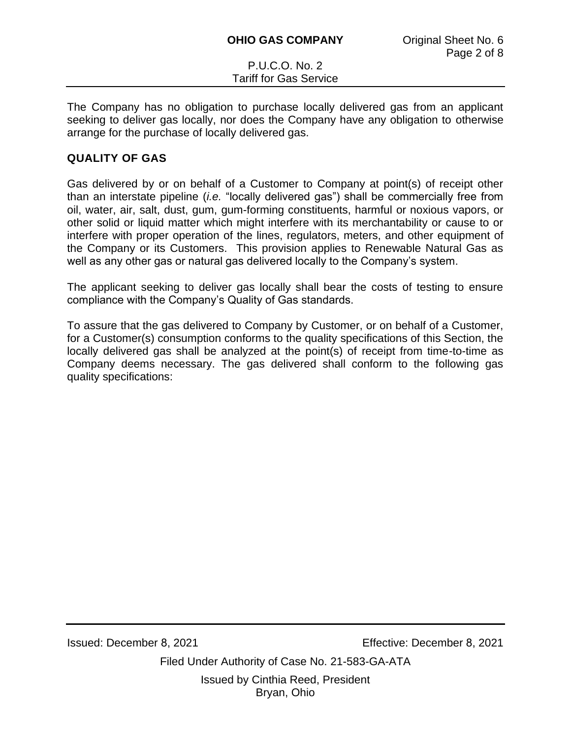The Company has no obligation to purchase locally delivered gas from an applicant seeking to deliver gas locally, nor does the Company have any obligation to otherwise arrange for the purchase of locally delivered gas.

## QUALITY OF GAS

Gas delivered by or on behalf of a Customer to Company at point(s) of receipt other than an interstate pipeline (*i.e.* "locally delivered gas") shall be commercially free from oil, water, air, salt, dust, gum, gum-forming constituents, harmful or noxious vapors, or other solid or liquid matter which might interfere with its merchantability or cause to or interfere with proper operation of the lines, regulators, meters, and other equipment of the Company or its Customers. This provision applies to Renewable Natural Gas as well as any other gas or natural gas delivered locally to the Company's system.

The applicant seeking to deliver gas locally shall bear the costs of testing to ensure compliance with the Company's Quality of Gas standards.

To assure that the gas delivered to Company by Customer, or on behalf of a Customer, for a Customer(s) consumption conforms to the quality specifications of this Section, the locally delivered gas shall be analyzed at the point(s) of receipt from time-to-time as Company deems necessary. The gas delivered shall conform to the following gas quality specifications: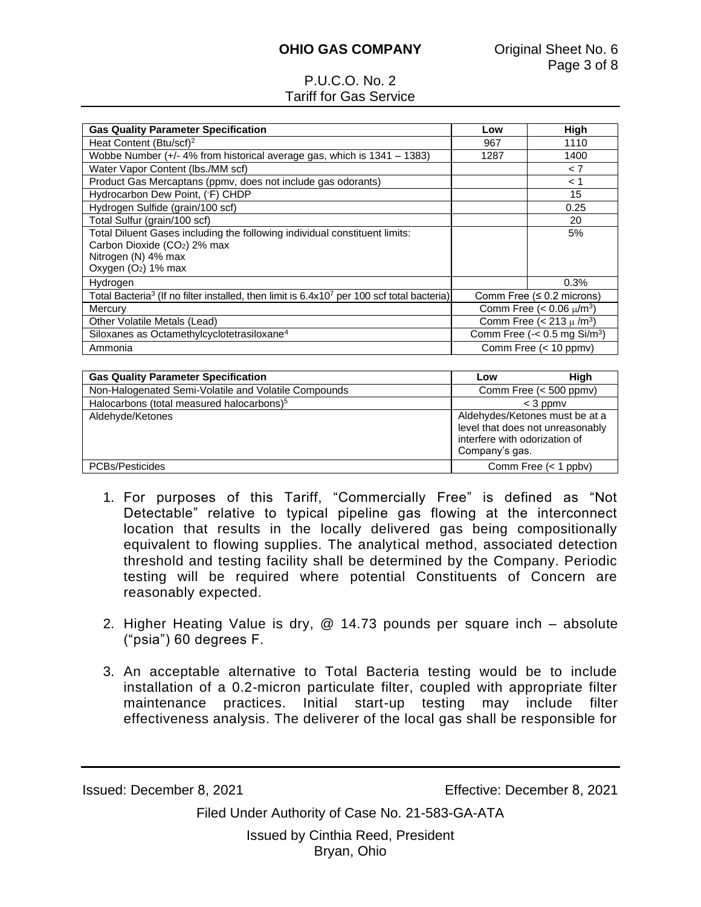| Gas Quality Parameter Specification | Low | High |
|---|---|---|
| Heat Content (Btu/scf)[2] | 967 | 1110 |
| Wobbe Number (+/- 4% from historical average gas, which is 1341 – 1383) | 1287 | 1400 |
| Water Vapor Content (lbs./MM scf) | | < 7 |
| Product Gas Mercaptans (ppmv, does not include gas odorants) | | < 1 |
| Hydrocarbon Dew Point, (°F) CHDP | | 15 |
| Hydrogen Sulfide (grain/100 scf) | | 0.25 |
| Total Sulfur (grain/100 scf) | | 20 |
| Total Diluent Gases including the following individual constituent limits: Carbon Dioxide ($CO_2$) 2% max Nitrogen (N) 4% max Oxygen ($O_2$) 1% max | | 5% |
| Hydrogen | | 0.3% |
| Total Bacteria[3] (If no filter installed, then limit is $6.4x10^7$ per 100 scf total bacteria) | Comm Free (≤ 0.2 microns) | |
| Mercury | Comm Free (< 0.06 $\mu$/m$^3$) | |
| Other Volatile Metals (Lead) | Comm Free (< 213 $\mu$ /m$^3$) | |
| Siloxanes as Octamethylcyclotetrasiloxane[4] | Comm Free (-< 0.5 mg Si/m$^3$) | |
| Ammonia | Comm Free (< 10 ppmv) | |

| Gas Quality Parameter Specification | Low | High |
|---|---|---|
| Non-Halogenated Semi-Volatile and Volatile Compounds | Comm Free (< 500 ppmv) | |
| Halocarbons (total measured halocarbons)[5] | < 3 ppmv | |
| Aldehyde/Ketones | Aldehydes/Ketones must be at a level that does not unreasonably interfere with odorization of Company's gas. | |
| PCBs/Pesticides | Comm Free (< 1 ppbv) | |

1. For purposes of this Tariff, "Commercially Free" is defined as "Not Detectable" relative to typical pipeline gas flowing at the interconnect location that results in the locally delivered gas being compositionally equivalent to flowing supplies. The analytical method, associated detection threshold and testing facility shall be determined by the Company. Periodic testing will be required where potential Constituents of Concern are reasonably expected.

2. Higher Heating Value is dry, @ 14.73 pounds per square inch – absolute ("psia") 60 degrees F.

3. An acceptable alternative to Total Bacteria testing would be to include installation of a 0.2-micron particulate filter, coupled with appropriate filter maintenance practices. Initial start-up testing may include filter effectiveness analysis. The deliverer of the local gas shall be responsible for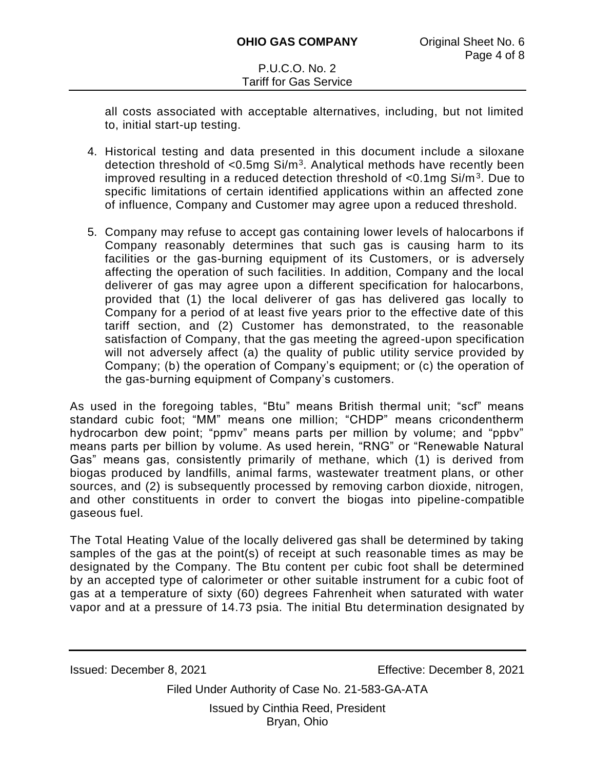all costs associated with acceptable alternatives, including, but not limited to, initial start-up testing.

4. Historical testing and data presented in this document include a siloxane detection threshold of <0.5mg Si/m$^3$. Analytical methods have recently been improved resulting in a reduced detection threshold of <0.1mg Si/m$^3$. Due to specific limitations of certain identified applications within an affected zone of influence, Company and Customer may agree upon a reduced threshold.

5. Company may refuse to accept gas containing lower levels of halocarbons if Company reasonably determines that such gas is causing harm to its facilities or the gas-burning equipment of its Customers, or is adversely affecting the operation of such facilities. In addition, Company and the local deliverer of gas may agree upon a different specification for halocarbons, provided that (1) the local deliverer of gas has delivered gas locally to Company for a period of at least five years prior to the effective date of this tariff section, and (2) Customer has demonstrated, to the reasonable satisfaction of Company, that the gas meeting the agreed-upon specification will not adversely affect (a) the quality of public utility service provided by Company; (b) the operation of Company's equipment; or (c) the operation of the gas-burning equipment of Company's customers.

As used in the foregoing tables, "Btu" means British thermal unit; "scf" means standard cubic foot; "MM" means one million; "CHDP" means cricondentherm hydrocarbon dew point; "ppmv" means parts per million by volume; and "ppbv" means parts per billion by volume. As used herein, "RNG" or "Renewable Natural Gas" means gas, consistently primarily of methane, which (1) is derived from biogas produced by landfills, animal farms, wastewater treatment plans, or other sources, and (2) is subsequently processed by removing carbon dioxide, nitrogen, and other constituents in order to convert the biogas into pipeline-compatible gaseous fuel.

The Total Heating Value of the locally delivered gas shall be determined by taking samples of the gas at the point(s) of receipt at such reasonable times as may be designated by the Company. The Btu content per cubic foot shall be determined by an accepted type of calorimeter or other suitable instrument for a cubic foot of gas at a temperature of sixty (60) degrees Fahrenheit when saturated with water vapor and at a pressure of 14.73 psia. The initial Btu determination designated by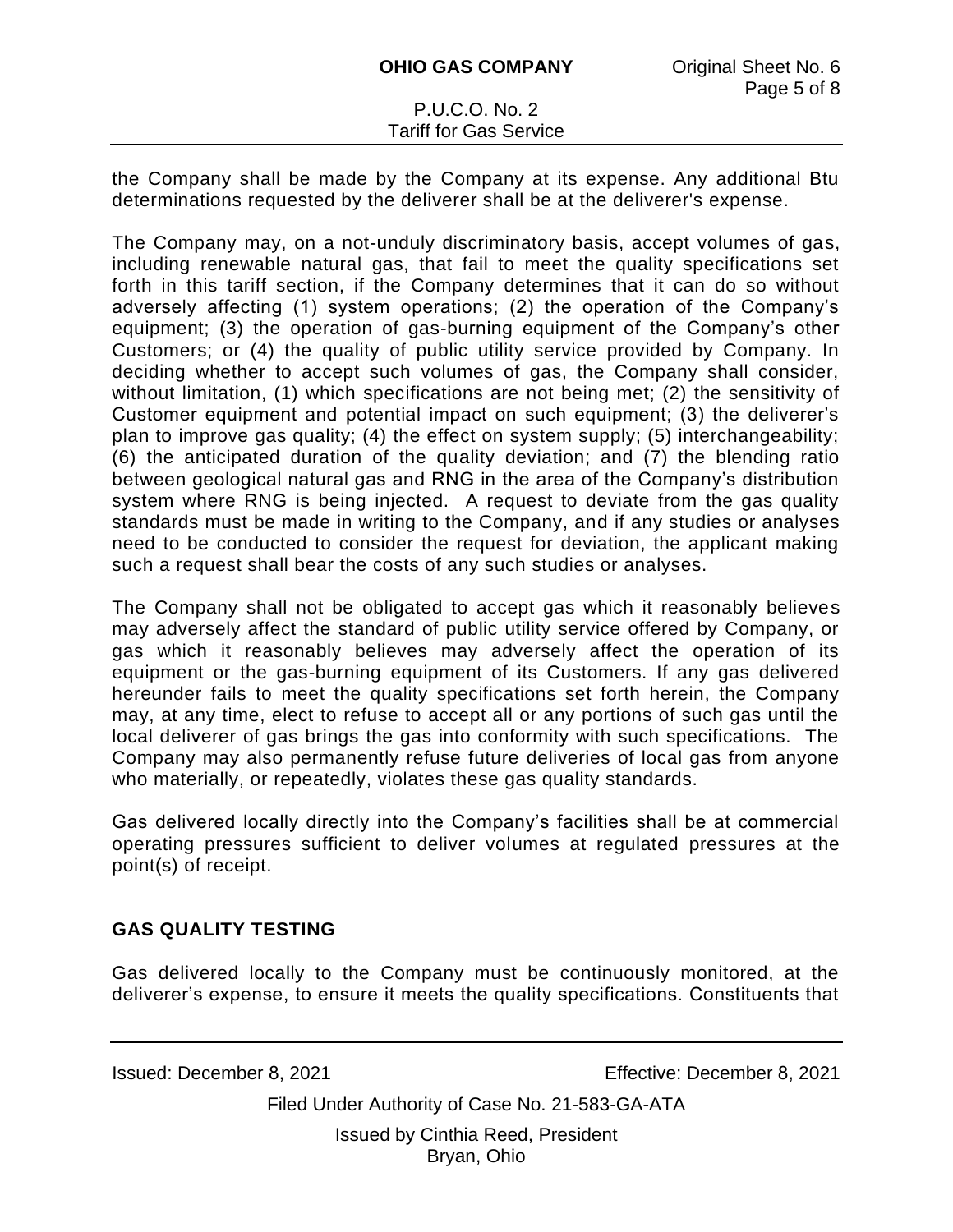the Company shall be made by the Company at its expense. Any additional Btu determinations requested by the deliverer shall be at the deliverer's expense.

The Company may, on a not-unduly discriminatory basis, accept volumes of gas, including renewable natural gas, that fail to meet the quality specifications set forth in this tariff section, if the Company determines that it can do so without adversely affecting (1) system operations; (2) the operation of the Company's equipment; (3) the operation of gas-burning equipment of the Company's other Customers; or (4) the quality of public utility service provided by Company. In deciding whether to accept such volumes of gas, the Company shall consider, without limitation, (1) which specifications are not being met; (2) the sensitivity of Customer equipment and potential impact on such equipment; (3) the deliverer's plan to improve gas quality; (4) the effect on system supply; (5) interchangeability; (6) the anticipated duration of the quality deviation; and (7) the blending ratio between geological natural gas and RNG in the area of the Company's distribution system where RNG is being injected. A request to deviate from the gas quality standards must be made in writing to the Company, and if any studies or analyses need to be conducted to consider the request for deviation, the applicant making such a request shall bear the costs of any such studies or analyses.

The Company shall not be obligated to accept gas which it reasonably believes may adversely affect the standard of public utility service offered by Company, or gas which it reasonably believes may adversely affect the operation of its equipment or the gas-burning equipment of its Customers. If any gas delivered hereunder fails to meet the quality specifications set forth herein, the Company may, at any time, elect to refuse to accept all or any portions of such gas until the local deliverer of gas brings the gas into conformity with such specifications. The Company may also permanently refuse future deliveries of local gas from anyone who materially, or repeatedly, violates these gas quality standards.

Gas delivered locally directly into the Company's facilities shall be at commercial operating pressures sufficient to deliver volumes at regulated pressures at the point(s) of receipt.

## GAS QUALITY TESTING

Gas delivered locally to the Company must be continuously monitored, at the deliverer's expense, to ensure it meets the quality specifications. Constituents that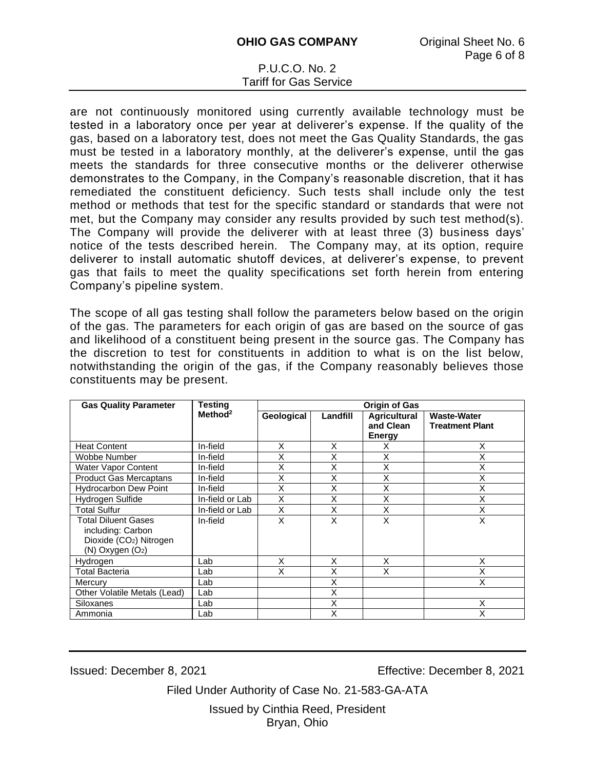are not continuously monitored using currently available technology must be tested in a laboratory once per year at deliverer's expense. If the quality of the gas, based on a laboratory test, does not meet the Gas Quality Standards, the gas must be tested in a laboratory monthly, at the deliverer's expense, until the gas meets the standards for three consecutive months or the deliverer otherwise demonstrates to the Company, in the Company's reasonable discretion, that it has remediated the constituent deficiency. Such tests shall include only the test method or methods that test for the specific standard or standards that were not met, but the Company may consider any results provided by such test method(s). The Company will provide the deliverer with at least three (3) business days' notice of the tests described herein. The Company may, at its option, require deliverer to install automatic shutoff devices, at deliverer's expense, to prevent gas that fails to meet the quality specifications set forth herein from entering Company's pipeline system.

The scope of all gas testing shall follow the parameters below based on the origin of the gas. The parameters for each origin of gas are based on the source of gas and likelihood of a constituent being present in the source gas. The Company has the discretion to test for constituents in addition to what is on the list below, notwithstanding the origin of the gas, if the Company reasonably believes those constituents may be present.

| Gas Quality Parameter | Testing Method[2] | Origin of Gas | | | |
|---|---|---|---|---|---|
| | | Geological | Landfill | Agricultural and Clean Energy | Waste-Water Treatment Plant |
| Heat Content | In-field | X | X | X | X |
| Wobbe Number | In-field | X | X | X | X |
| Water Vapor Content | In-field | X | X | X | X |
| Product Gas Mercaptans | In-field | X | X | X | X |
| Hydrocarbon Dew Point | In-field | X | X | X | X |
| Hydrogen Sulfide | In-field or Lab | X | X | X | X |
| Total Sulfur | In-field or Lab | X | X | X | X |
| Total Diluent Gases including: Carbon Dioxide ($CO_2$) Nitrogen (N) Oxygen ($O_2$) | In-field | X | X | X | X |
| Hydrogen | Lab | X | X | X | X |
| Total Bacteria | Lab | X | X | X | X |
| Mercury | Lab | | X | | X |
| Other Volatile Metals (Lead) | Lab | | X | | |
| Siloxanes | Lab | | X | | X |
| Ammonia | Lab | | X | | X |

Issued: December 8, 2021 Effective: December 8, 2021

Filed Under Authority of Case No. 21-583-GA-ATA

Issued by Cinthia Reed, President
Bryan, Ohio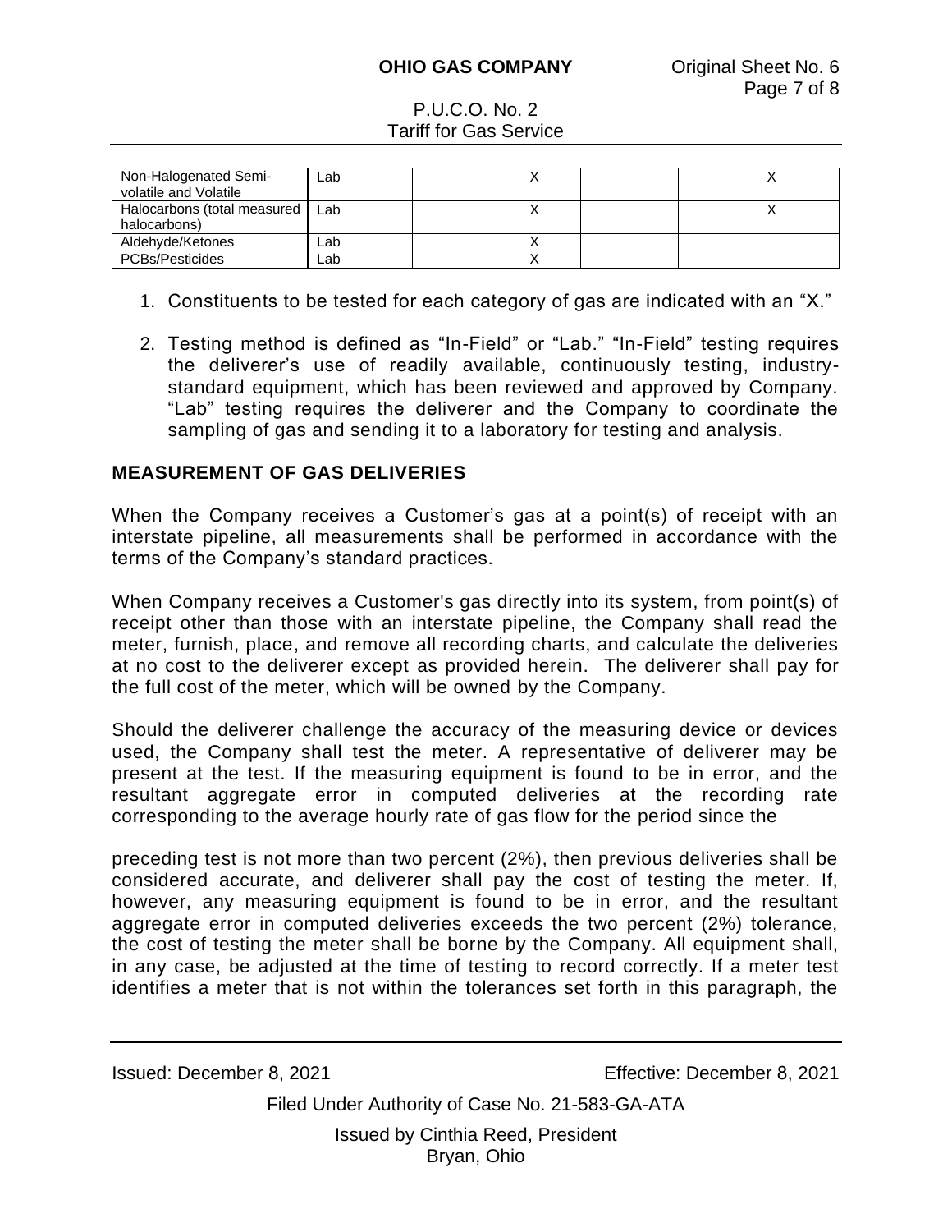| | | | | | |
|---|---|---|---|---|---|
| Non-Halogenated Semi-volatile and Volatile | Lab | | X | | X |
| Halocarbons (total measured halocarbons) | Lab | | X | | X |
| Aldehyde/Ketones | Lab | | X | | |
| PCBs/Pesticides | Lab | | X | | |

1. Constituents to be tested for each category of gas are indicated with an "X."

2. Testing method is defined as "In-Field" or "Lab." "In-Field" testing requires the deliverer's use of readily available, continuously testing, industry-standard equipment, which has been reviewed and approved by Company. "Lab" testing requires the deliverer and the Company to coordinate the sampling of gas and sending it to a laboratory for testing and analysis.

## MEASUREMENT OF GAS DELIVERIES

When the Company receives a Customer's gas at a point(s) of receipt with an interstate pipeline, all measurements shall be performed in accordance with the terms of the Company's standard practices.

When Company receives a Customer's gas directly into its system, from point(s) of receipt other than those with an interstate pipeline, the Company shall read the meter, furnish, place, and remove all recording charts, and calculate the deliveries at no cost to the deliverer except as provided herein. The deliverer shall pay for the full cost of the meter, which will be owned by the Company.

Should the deliverer challenge the accuracy of the measuring device or devices used, the Company shall test the meter. A representative of deliverer may be present at the test. If the measuring equipment is found to be in error, and the resultant aggregate error in computed deliveries at the recording rate corresponding to the average hourly rate of gas flow for the period since the preceding test is not more than two percent (2%), then previous deliveries shall be considered accurate, and deliverer shall pay the cost of testing the meter. If, however, any measuring equipment is found to be in error, and the resultant aggregate error in computed deliveries exceeds the two percent (2%) tolerance, the cost of testing the meter shall be borne by the Company. All equipment shall, in any case, be adjusted at the time of testing to record correctly. If a meter test identifies a meter that is not within the tolerances set forth in this paragraph, the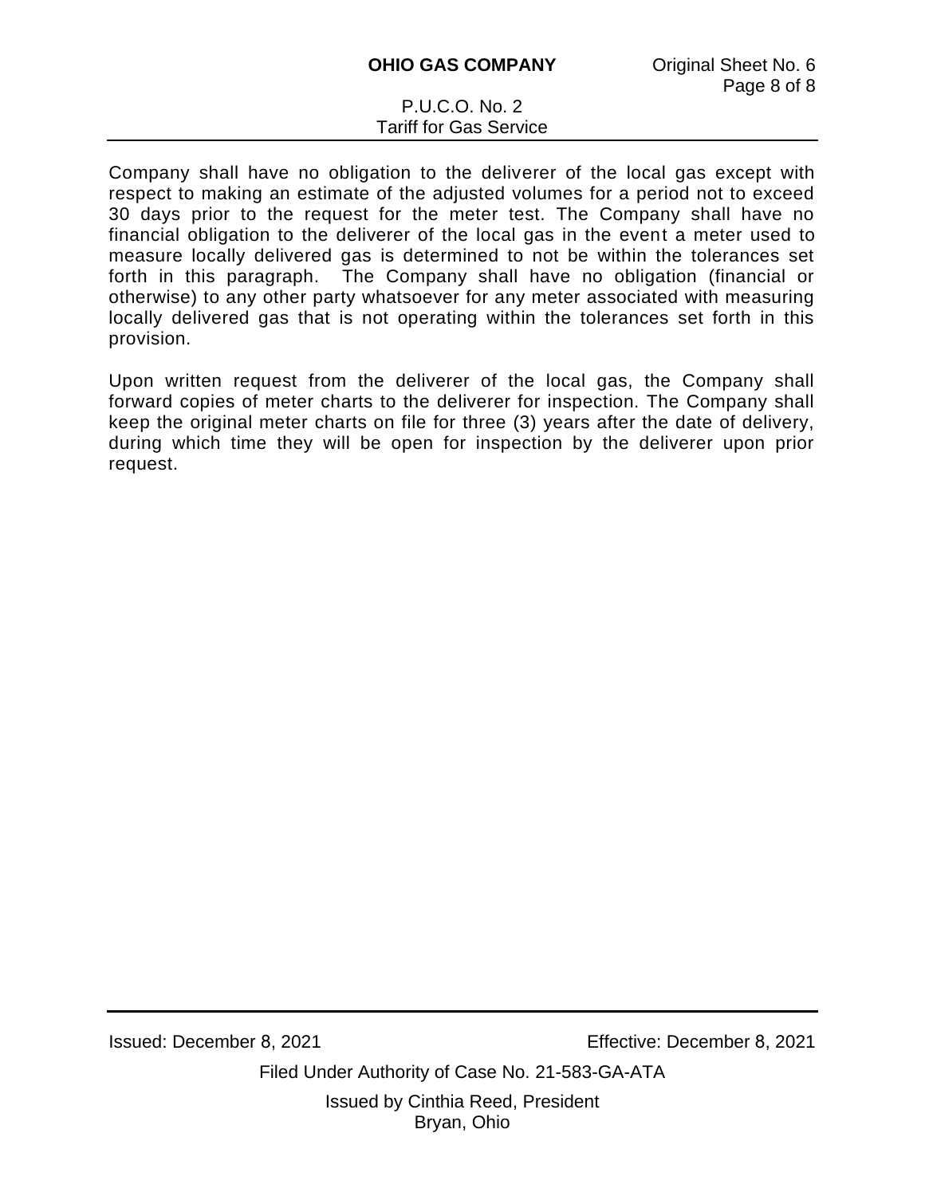Company shall have no obligation to the deliverer of the local gas except with respect to making an estimate of the adjusted volumes for a period not to exceed 30 days prior to the request for the meter test. The Company shall have no financial obligation to the deliverer of the local gas in the event a meter used to measure locally delivered gas is determined to not be within the tolerances set forth in this paragraph. The Company shall have no obligation (financial or otherwise) to any other party whatsoever for any meter associated with measuring locally delivered gas that is not operating within the tolerances set forth in this provision.

Upon written request from the deliverer of the local gas, the Company shall forward copies of meter charts to the deliverer for inspection. The Company shall keep the original meter charts on file for three (3) years after the date of delivery, during which time they will be open for inspection by the deliverer upon prior request.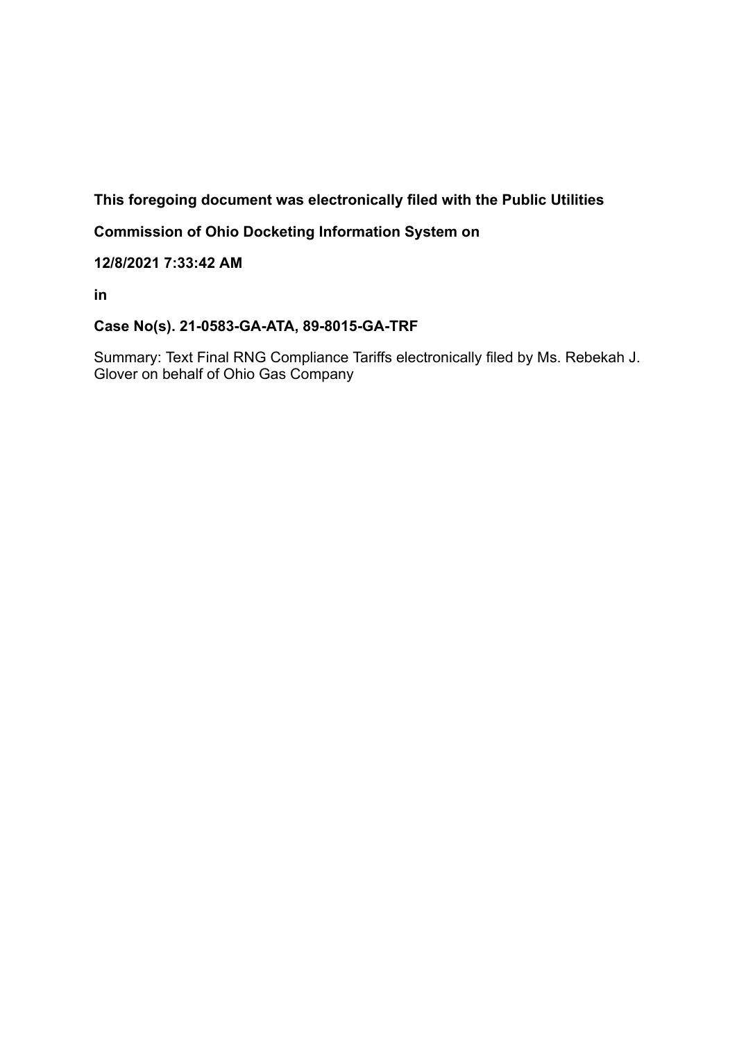**This foregoing document was electronically filed with the Public Utilities**

**Commission of Ohio Docketing Information System on**

**12/8/2021 7:33:42 AM**

**in**

**Case No(s). 21-0583-GA-ATA, 89-8015-GA-TRF**

Summary: Text Final RNG Compliance Tariffs electronically filed by Ms. Rebekah J. Glover on behalf of Ohio Gas Company